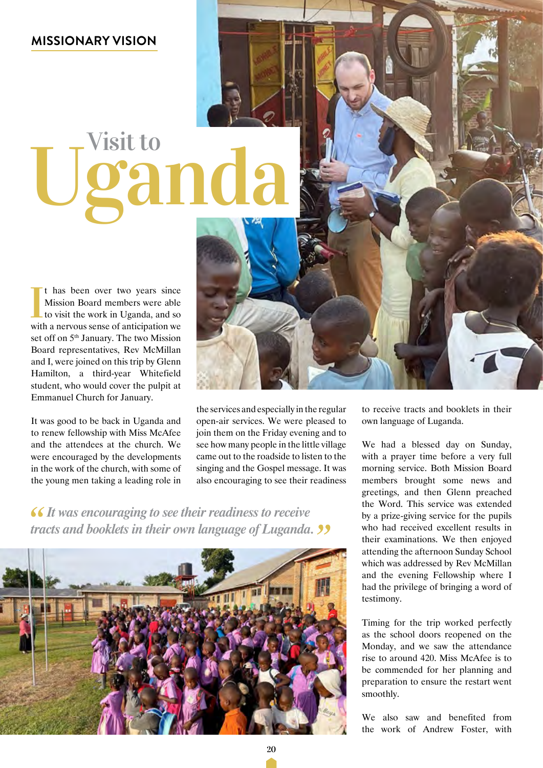MISSIONARY VISION

# Visit to Uganda

It has been over two years since Mission Board members were able to visit the work in Uganda, and so with a nervous sense of anticipation we set off on 5th January. The two Mission Board representatives, Rev McMillan and I, were joined on this trip by Glenn Hamilton, a third-year Whitefield student, who would cover the pulpit at Emmanuel Church for January.

It was good to be back in Uganda and to renew fellowship with Miss McAfee and the attendees at the church. We were encouraged by the developments in the work of the church, with some of the young men taking a leading role in the services and especially in the regular open-air services. We were pleased to join them on the Friday evening and to see how many people in the little village came out to the roadside to listen to the singing and the Gospel message. It was also encouraging to see their readiness to receive tracts and booklets in their own language of Luganda.

> *“It was encouraging to see their readiness to receive tracts and booklets in their own language of Luganda.”*

We had a blessed day on Sunday, with a prayer time before a very full morning service. Both Mission Board members brought some news and greetings, and then Glenn preached the Word. This service was extended by a prize-giving service for the pupils who had received excellent results in their examinations. We then enjoyed attending the afternoon Sunday School which was addressed by Rev McMillan and the evening Fellowship where I had the privilege of bringing a word of testimony.

Timing for the trip worked perfectly as the school doors reopened on the Monday, and we saw the attendance rise to around 420. Miss McAfee is to be commended for her planning and preparation to ensure the restart went smoothly.

We also saw and benefited from the work of Andrew Foster, with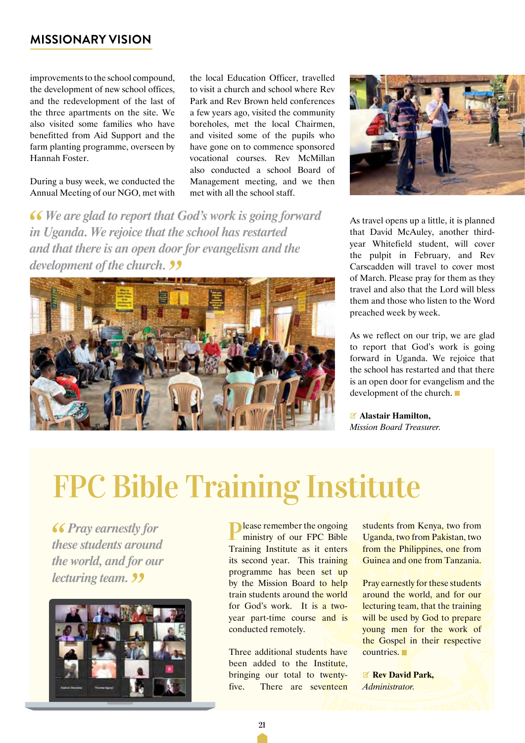improvements to the school compound, the development of new school offices, and the redevelopment of the last of the three apartments on the site. We also visited some families who have benefitted from Aid Support and the farm planting programme, overseen by Hannah Foster.

During a busy week, we conducted the Annual Meeting of our NGO, met with the local Education Officer, travelled to visit a church and school where Rev Park and Rev Brown held conferences a few years ago, visited the community boreholes, met the local Chairmen, and visited some of the pupils who have gone on to commence sponsored vocational courses. Rev McMillan also conducted a school Board of Management meeting, and we then met with all the school staff.

> *"We are glad to report that God's work is going forward in Uganda. We rejoice that the school has restarted and that there is an open door for evangelism and the development of the church."*

As travel opens up a little, it is planned that David McAuley, another third-year Whitefield student, will cover the pulpit in February, and Rev Carscadden will travel to cover most of March. Please pray for them as they travel and also that the Lord will bless them and those who listen to the Word preached week by week.

As we reflect on our trip, we are glad to report that God's work is going forward in Uganda. We rejoice that the school has restarted and that there is an open door for evangelism and the development of the church.

**Alastair Hamilton,**
*Mission Board Treasurer.*

# FPC Bible Training Institute

> *"Pray earnestly for these students around the world, and for our lecturing team."*

Please remember the ongoing ministry of our FPC Bible Training Institute as it enters its second year. This training programme has been set up by the Mission Board to help train students around the world for God's work. It is a two-year part-time course and is conducted remotely.

Three additional students have been added to the Institute, bringing our total to twenty-five. There are seventeen students from Kenya, two from Uganda, two from Pakistan, two from the Philippines, one from Guinea and one from Tanzania.

Pray earnestly for these students around the world, and for our lecturing team, that the training will be used by God to prepare young men for the work of the Gospel in their respective countries.

**Rev David Park,**
*Administrator.*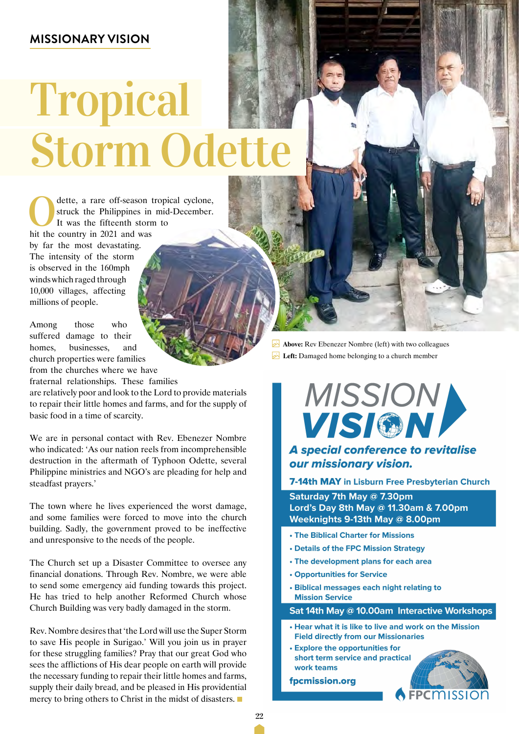MISSIONARY VISION

# Tropical Storm Odette

Odette, a rare off-season tropical cyclone, struck the Philippines in mid-December. It was the fifteenth storm to hit the country in 2021 and was by far the most devastating. The intensity of the storm is observed in the 160mph winds which raged through 10,000 villages, affecting millions of people.

Among those who suffered damage to their homes, businesses, and church properties were families from the churches where we have fraternal relationships. These families are relatively poor and look to the Lord to provide materials to repair their little homes and farms, and for the supply of basic food in a time of scarcity.

We are in personal contact with Rev. Ebenezer Nombre who indicated: 'As our nation reels from incomprehensible destruction in the aftermath of Typhoon Odette, several Philippine ministries and NGO's are pleading for help and steadfast prayers.'

The town where he lives experienced the worst damage, and some families were forced to move into the church building. Sadly, the government proved to be ineffective and unresponsive to the needs of the people.

The Church set up a Disaster Committee to oversee any financial donations. Through Rev. Nombre, we were able to send some emergency aid funding towards this project. He has tried to help another Reformed Church whose Church Building was very badly damaged in the storm.

Rev. Nombre desires that 'the Lord will use the Super Storm to save His people in Surigao.' Will you join us in prayer for these struggling families? Pray that our great God who sees the afflictions of His dear people on earth will provide the necessary funding to repair their little homes and farms, supply their daily bread, and be pleased in His providential mercy to bring others to Christ in the midst of disasters.

**Above:** Rev Ebenezer Nombre (left) with two colleagues

**Left:** Damaged home belonging to a church member

## MISSION VISION

***A special conference to revitalise our missionary vision.***

**7-14th MAY** in Lisburn Free Presbyterian Church

**Saturday 7th May @ 7.30pm**
**Lord's Day 8th May @ 11.30am & 7.00pm**
**Weeknights 9-13th May @ 8.00pm**

- The Biblical Charter for Missions
- Details of the FPC Mission Strategy
- The development plans for each area
- Opportunities for Service
- Biblical messages each night relating to Mission Service

**Sat 14th May @ 10.00am Interactive Workshops**

- Hear what it is like to live and work on the Mission Field directly from our Missionaries
- Explore the opportunities for short term service and practical work teams

**fpcmission.org**

FPCMISSION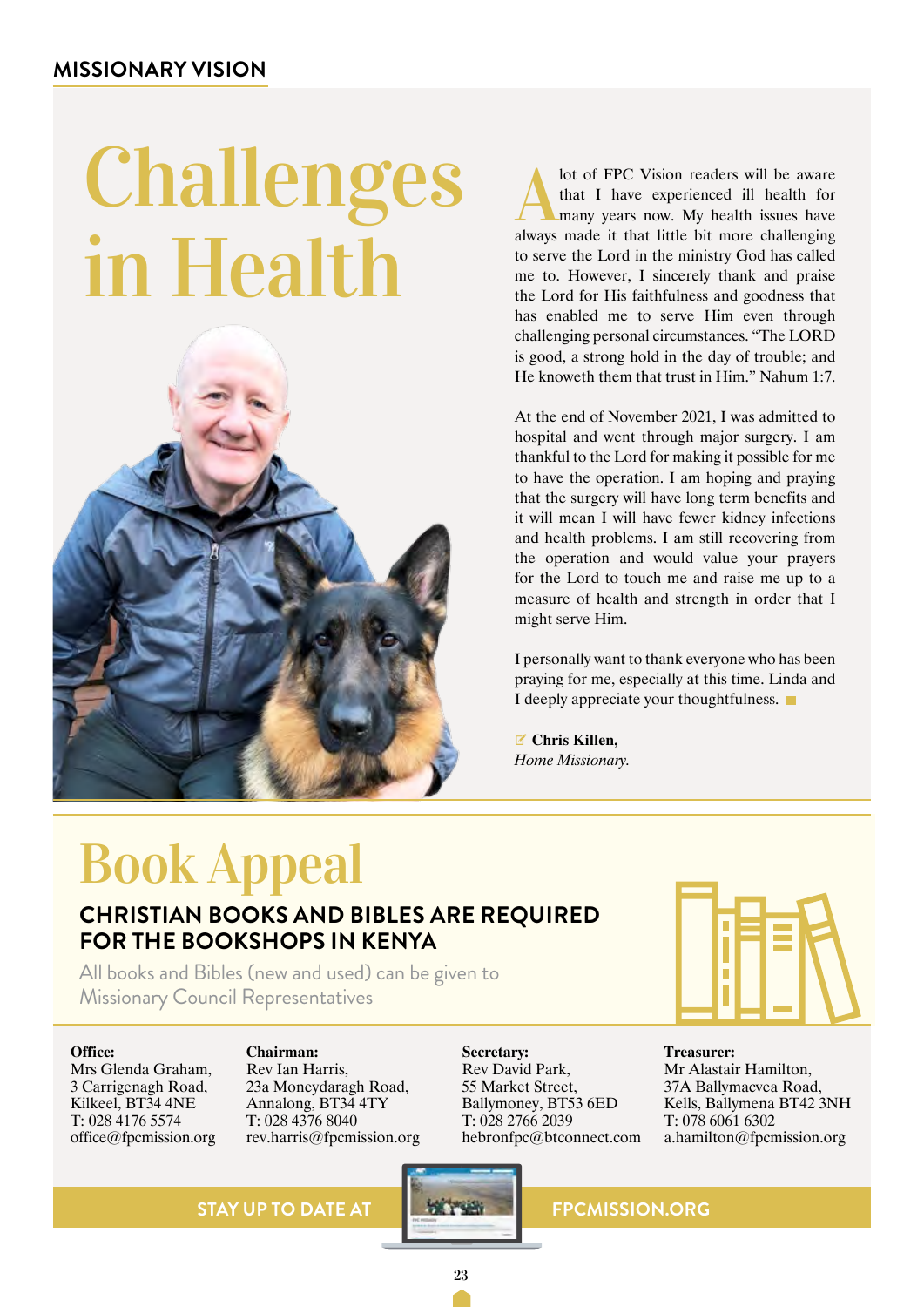MISSIONARY VISION

# Challenges in Health

A lot of FPC Vision readers will be aware that I have experienced ill health for many years now. My health issues have always made it that little bit more challenging to serve the Lord in the ministry God has called me to. However, I sincerely thank and praise the Lord for His faithfulness and goodness that has enabled me to serve Him even through challenging personal circumstances. "The LORD is good, a strong hold in the day of trouble; and He knoweth them that trust in Him." Nahum 1:7.

At the end of November 2021, I was admitted to hospital and went through major surgery. I am thankful to the Lord for making it possible for me to have the operation. I am hoping and praying that the surgery will have long term benefits and it will mean I will have fewer kidney infections and health problems. I am still recovering from the operation and would value your prayers for the Lord to touch me and raise me up to a measure of health and strength in order that I might serve Him.

I personally want to thank everyone who has been praying for me, especially at this time. Linda and I deeply appreciate your thoughtfulness.

**Chris Killen,**
*Home Missionary.*

# Book Appeal

## CHRISTIAN BOOKS AND BIBLES ARE REQUIRED FOR THE BOOKSHOPS IN KENYA

All books and Bibles (new and used) can be given to Missionary Council Representatives

**Office:**
Mrs Glenda Graham,
3 Carrigenagh Road,
Kilkeel, BT34 4NE
T: 028 4176 5574
office@fpcmission.org

**Chairman:**
Rev Ian Harris,
23a Moneydaragh Road,
Annalong, BT34 4TY
T: 028 4376 8040
rev.harris@fpcmission.org

**Secretary:**
Rev David Park,
55 Market Street,
Ballymoney, BT53 6ED
T: 028 2766 2039
hebronfpc@btconnect.com

**Treasurer:**
Mr Alastair Hamilton,
37A Ballymacvea Road,
Kells, Ballymena BT42 3NH
T: 078 6061 6302
a.hamilton@fpcmission.org

STAY UP TO DATE AT FPCMISSION.ORG